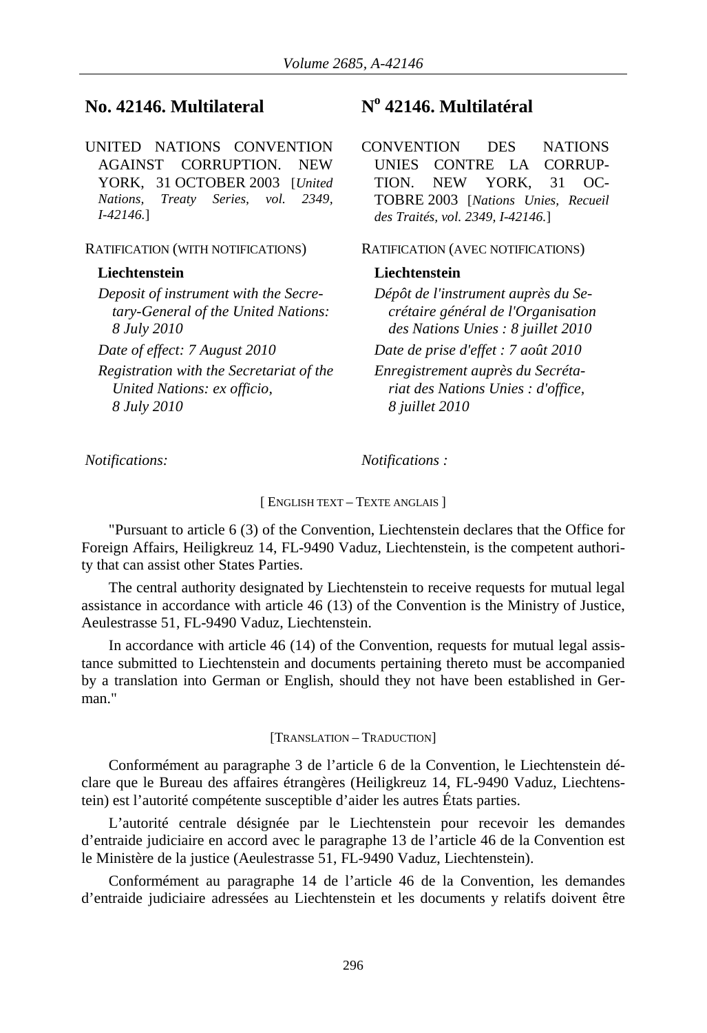## No. 42146. Multilateral

UNITED NATIONS CONVENTION AGAINST CORRUPTION. NEW YORK, 31 OCTOBER 2003 [*United Nations, Treaty Series, vol. 2349, I-42146.*]

RATIFICATION (WITH NOTIFICATIONS)

**Liechtenstein**

*Deposit of instrument with the Secretary-General of the United Nations: 8 July 2010*

*Date of effect: 7 August 2010*

*Registration with the Secretariat of the United Nations: ex officio, 8 July 2010*

## N° 42146. Multilatéral

CONVENTION DES NATIONS UNIES CONTRE LA CORRUPTION. NEW YORK, 31 OCTOBRE 2003 [*Nations Unies, Recueil des Traités, vol. 2349, I-42146.*]

RATIFICATION (AVEC NOTIFICATIONS)

**Liechtenstein**

*Dépôt de l'instrument auprès du Secrétaire général de l'Organisation des Nations Unies : 8 juillet 2010*

*Date de prise d'effet : 7 août 2010*

*Enregistrement auprès du Secrétariat des Nations Unies : d'office, 8 juillet 2010*

*Notifications:*

*Notifications :*

[ ENGLISH TEXT – TEXTE ANGLAIS ]

"Pursuant to article 6 (3) of the Convention, Liechtenstein declares that the Office for Foreign Affairs, Heiligkreuz 14, FL-9490 Vaduz, Liechtenstein, is the competent authority that can assist other States Parties.

The central authority designated by Liechtenstein to receive requests for mutual legal assistance in accordance with article 46 (13) of the Convention is the Ministry of Justice, Aeulestrasse 51, FL-9490 Vaduz, Liechtenstein.

In accordance with article 46 (14) of the Convention, requests for mutual legal assistance submitted to Liechtenstein and documents pertaining thereto must be accompanied by a translation into German or English, should they not have been established in German."

[TRANSLATION – TRADUCTION]

Conformément au paragraphe 3 de l'article 6 de la Convention, le Liechtenstein déclare que le Bureau des affaires étrangères (Heiligkreuz 14, FL-9490 Vaduz, Liechtenstein) est l'autorité compétente susceptible d'aider les autres États parties.

L'autorité centrale désignée par le Liechtenstein pour recevoir les demandes d'entraide judiciaire en accord avec le paragraphe 13 de l'article 46 de la Convention est le Ministère de la justice (Aeulestrasse 51, FL-9490 Vaduz, Liechtenstein).

Conformément au paragraphe 14 de l'article 46 de la Convention, les demandes d'entraide judiciaire adressées au Liechtenstein et les documents y relatifs doivent être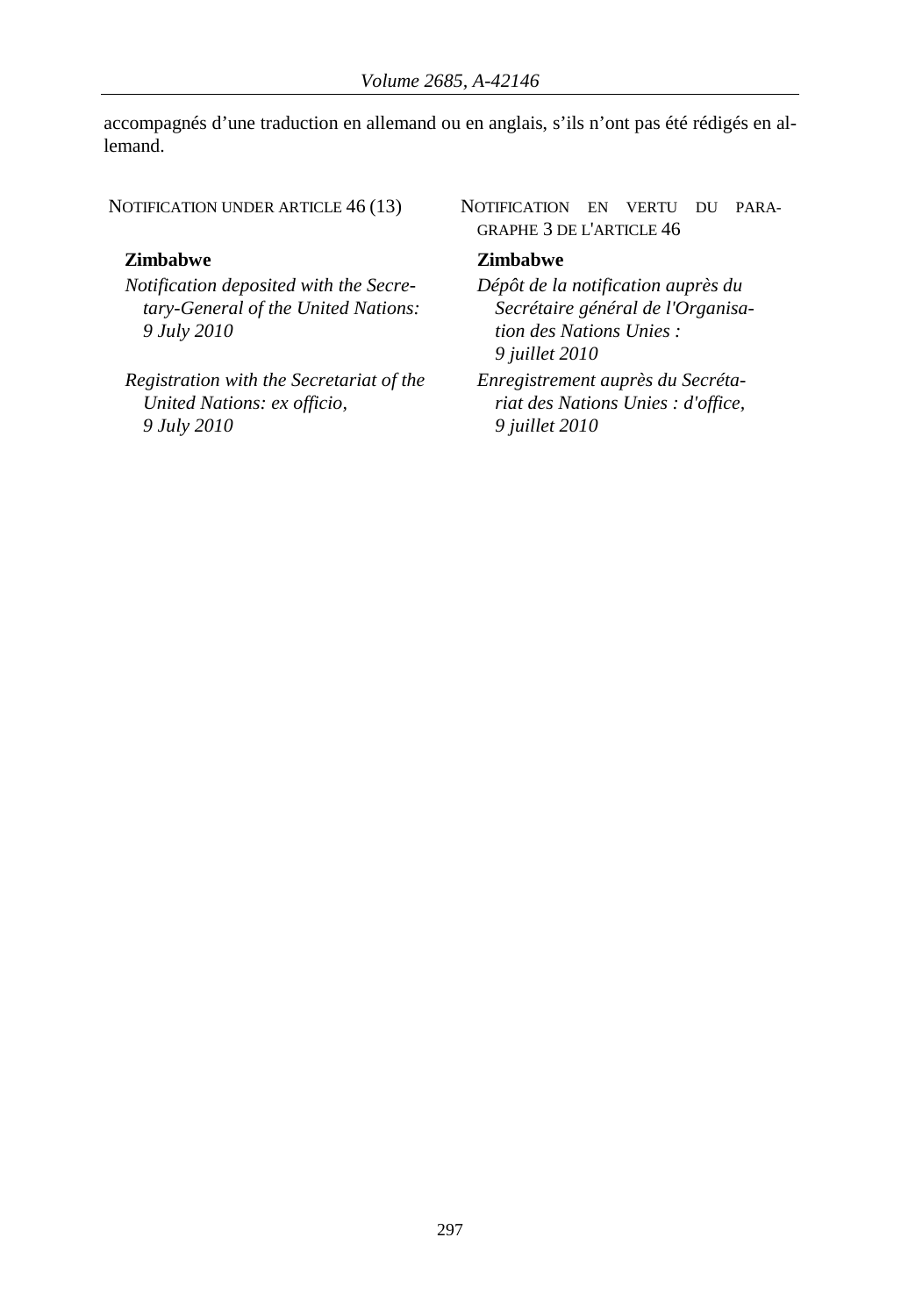accompagnés d'une traduction en allemand ou en anglais, s'ils n'ont pas été rédigés en allemand.

NOTIFICATION UNDER ARTICLE 46 (13)

**Zimbabwe**

*Notification deposited with the Secretary-General of the United Nations: 9 July 2010*

*Registration with the Secretariat of the United Nations: ex officio, 9 July 2010*

NOTIFICATION EN VERTU DU PARAGRAPHE 3 DE L'ARTICLE 46

**Zimbabwe**

*Dépôt de la notification auprès du Secrétaire général de l'Organisation des Nations Unies : 9 juillet 2010*

*Enregistrement auprès du Secrétariat des Nations Unies : d'office, 9 juillet 2010*